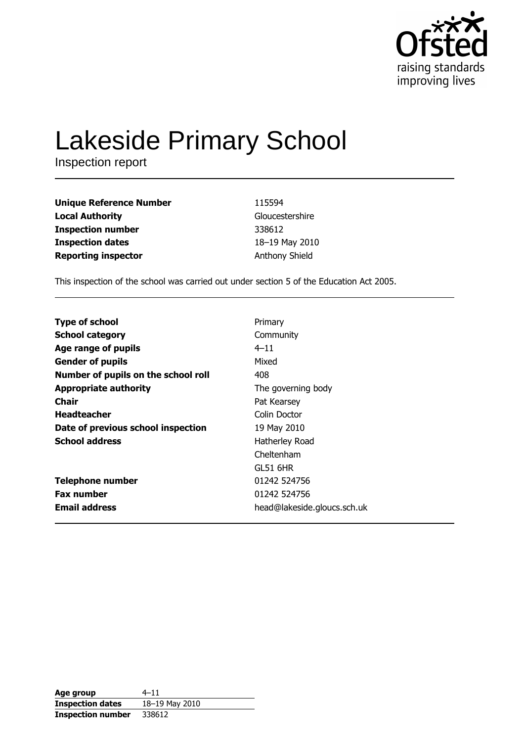# Lakeside Primary School

Inspection report

| | |
|---|---|
| **Unique Reference Number** | 115594 |
| **Local Authority** | Gloucestershire |
| **Inspection number** | 338612 |
| **Inspection dates** | 18–19 May 2010 |
| **Reporting inspector** | Anthony Shield |

This inspection of the school was carried out under section 5 of the Education Act 2005.

| | |
|---|---|
| **Type of school** | Primary |
| **School category** | Community |
| **Age range of pupils** | 4–11 |
| **Gender of pupils** | Mixed |
| **Number of pupils on the school roll** | 408 |
| **Appropriate authority** | The governing body |
| **Chair** | Pat Kearsey |
| **Headteacher** | Colin Doctor |
| **Date of previous school inspection** | 19 May 2010 |
| **School address** | Hatherley Road<br>Cheltenham<br>GL51 6HR |
| **Telephone number** | 01242 524756 |
| **Fax number** | 01242 524756 |
| **Email address** | head@lakeside.gloucs.sch.uk |

| | |
|---|---|
| **Age group** | 4–11 |
| **Inspection dates** | 18–19 May 2010 |
| **Inspection number** | 338612 |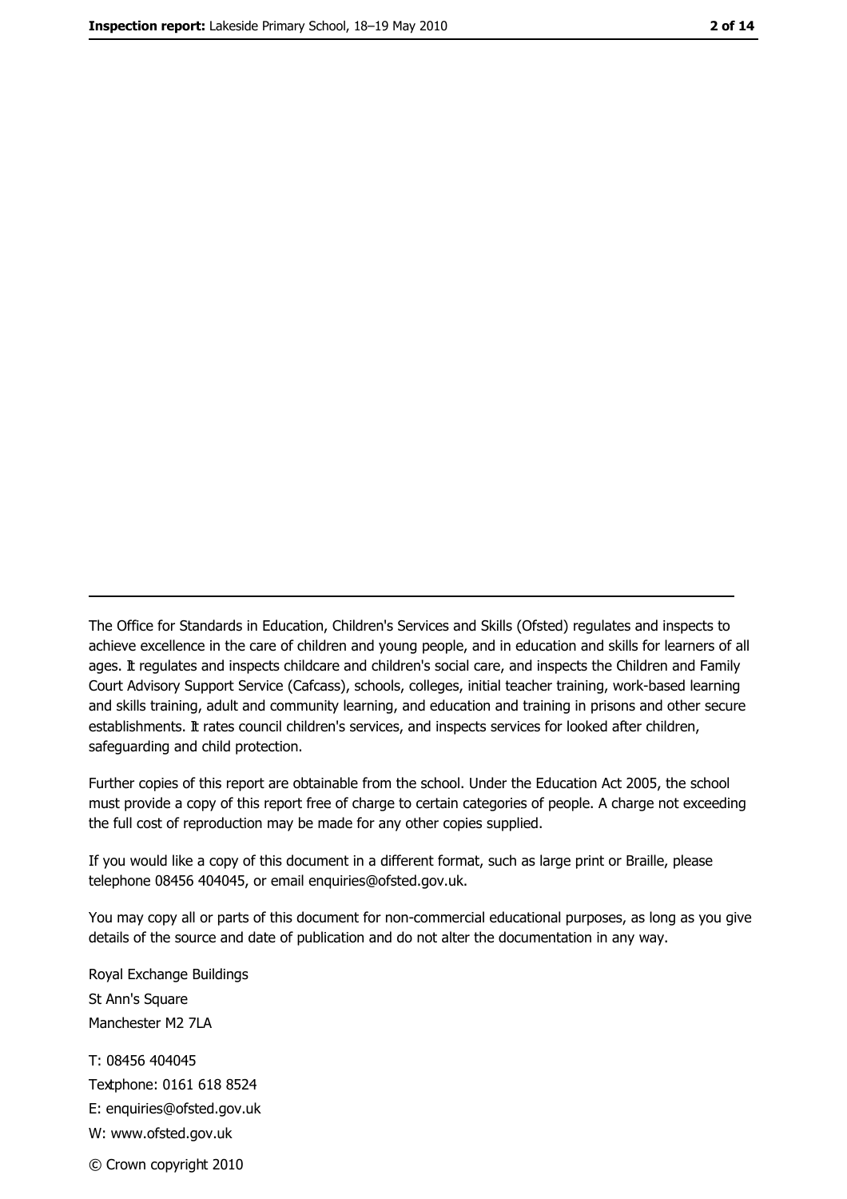The Office for Standards in Education, Children's Services and Skills (Ofsted) regulates and inspects to achieve excellence in the care of children and young people, and in education and skills for learners of all ages. It regulates and inspects childcare and children's social care, and inspects the Children and Family Court Advisory Support Service (Cafcass), schools, colleges, initial teacher training, work-based learning and skills training, adult and community learning, and education and training in prisons and other secure establishments. It rates council children's services, and inspects services for looked after children, safeguarding and child protection.

Further copies of this report are obtainable from the school. Under the Education Act 2005, the school must provide a copy of this report free of charge to certain categories of people. A charge not exceeding the full cost of reproduction may be made for any other copies supplied.

If you would like a copy of this document in a different format, such as large print or Braille, please telephone 08456 404045, or email enquiries@ofsted.gov.uk.

You may copy all or parts of this document for non-commercial educational purposes, as long as you give details of the source and date of publication and do not alter the documentation in any way.

Royal Exchange Buildings
St Ann's Square
Manchester M2 7LA

T: 08456 404045
Textphone: 0161 618 8524
E: enquiries@ofsted.gov.uk
W: www.ofsted.gov.uk

© Crown copyright 2010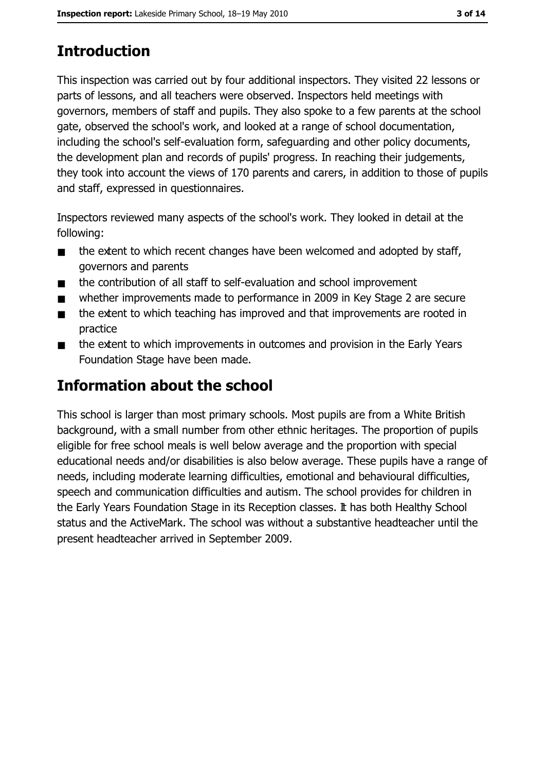# Introduction

This inspection was carried out by four additional inspectors. They visited 22 lessons or parts of lessons, and all teachers were observed. Inspectors held meetings with governors, members of staff and pupils. They also spoke to a few parents at the school gate, observed the school's work, and looked at a range of school documentation, including the school's self-evaluation form, safeguarding and other policy documents, the development plan and records of pupils' progress. In reaching their judgements, they took into account the views of 170 parents and carers, in addition to those of pupils and staff, expressed in questionnaires.

Inspectors reviewed many aspects of the school's work. They looked in detail at the following:

- the extent to which recent changes have been welcomed and adopted by staff, governors and parents
- the contribution of all staff to self-evaluation and school improvement
- whether improvements made to performance in 2009 in Key Stage 2 are secure
- the extent to which teaching has improved and that improvements are rooted in practice
- the extent to which improvements in outcomes and provision in the Early Years Foundation Stage have been made.

# Information about the school

This school is larger than most primary schools. Most pupils are from a White British background, with a small number from other ethnic heritages. The proportion of pupils eligible for free school meals is well below average and the proportion with special educational needs and/or disabilities is also below average. These pupils have a range of needs, including moderate learning difficulties, emotional and behavioural difficulties, speech and communication difficulties and autism. The school provides for children in the Early Years Foundation Stage in its Reception classes. It has both Healthy School status and the ActiveMark. The school was without a substantive headteacher until the present headteacher arrived in September 2009.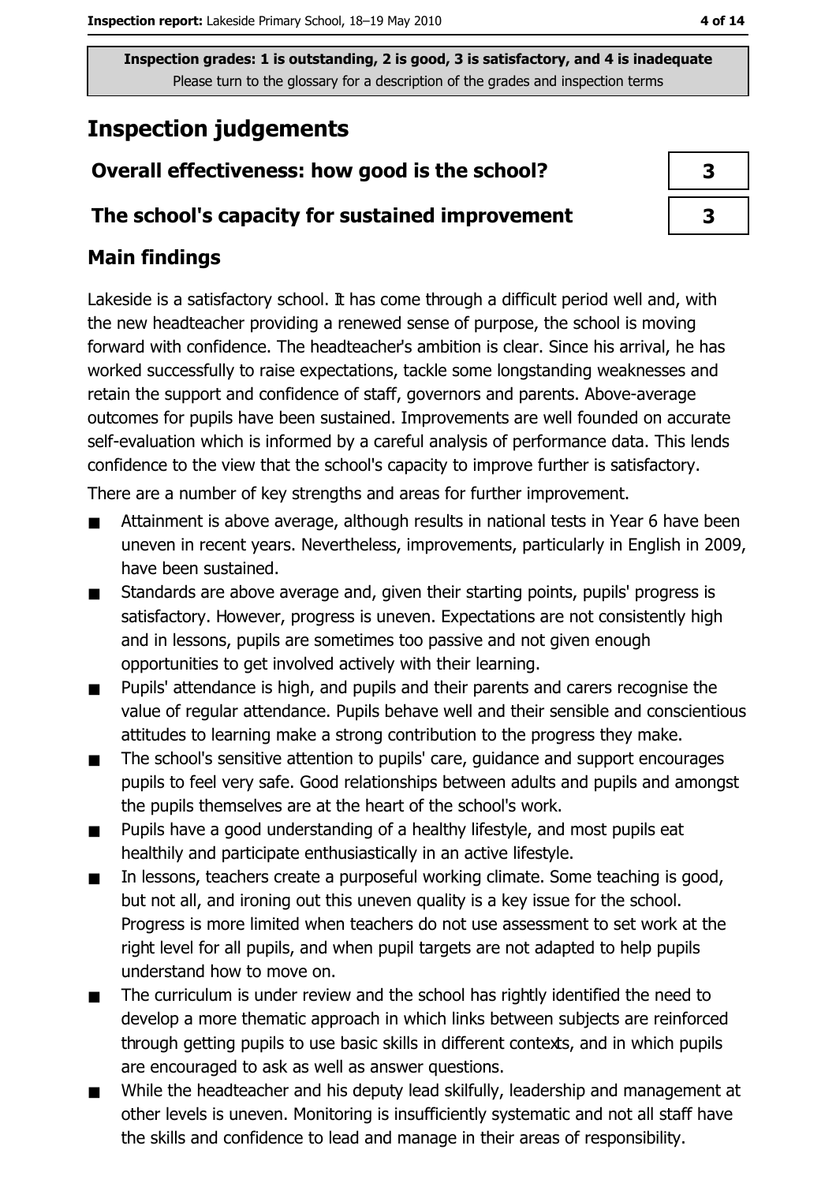Inspection grades: 1 is outstanding, 2 is good, 3 is satisfactory, and 4 is inadequate
Please turn to the glossary for a description of the grades and inspection terms

# Inspection judgements

| Overall effectiveness: how good is the school? | 3 |
| --- | --- |
| The school's capacity for sustained improvement | 3 |

## Main findings

Lakeside is a satisfactory school. It has come through a difficult period well and, with the new headteacher providing a renewed sense of purpose, the school is moving forward with confidence. The headteacher's ambition is clear. Since his arrival, he has worked successfully to raise expectations, tackle some longstanding weaknesses and retain the support and confidence of staff, governors and parents. Above-average outcomes for pupils have been sustained. Improvements are well founded on accurate self-evaluation which is informed by a careful analysis of performance data. This lends confidence to the view that the school's capacity to improve further is satisfactory.

There are a number of key strengths and areas for further improvement.

- Attainment is above average, although results in national tests in Year 6 have been uneven in recent years. Nevertheless, improvements, particularly in English in 2009, have been sustained.
- Standards are above average and, given their starting points, pupils' progress is satisfactory. However, progress is uneven. Expectations are not consistently high and in lessons, pupils are sometimes too passive and not given enough opportunities to get involved actively with their learning.
- Pupils' attendance is high, and pupils and their parents and carers recognise the value of regular attendance. Pupils behave well and their sensible and conscientious attitudes to learning make a strong contribution to the progress they make.
- The school's sensitive attention to pupils' care, guidance and support encourages pupils to feel very safe. Good relationships between adults and pupils and amongst the pupils themselves are at the heart of the school's work.
- Pupils have a good understanding of a healthy lifestyle, and most pupils eat healthily and participate enthusiastically in an active lifestyle.
- In lessons, teachers create a purposeful working climate. Some teaching is good, but not all, and ironing out this uneven quality is a key issue for the school. Progress is more limited when teachers do not use assessment to set work at the right level for all pupils, and when pupil targets are not adapted to help pupils understand how to move on.
- The curriculum is under review and the school has rightly identified the need to develop a more thematic approach in which links between subjects are reinforced through getting pupils to use basic skills in different contexts, and in which pupils are encouraged to ask as well as answer questions.
- While the headteacher and his deputy lead skilfully, leadership and management at other levels is uneven. Monitoring is insufficiently systematic and not all staff have the skills and confidence to lead and manage in their areas of responsibility.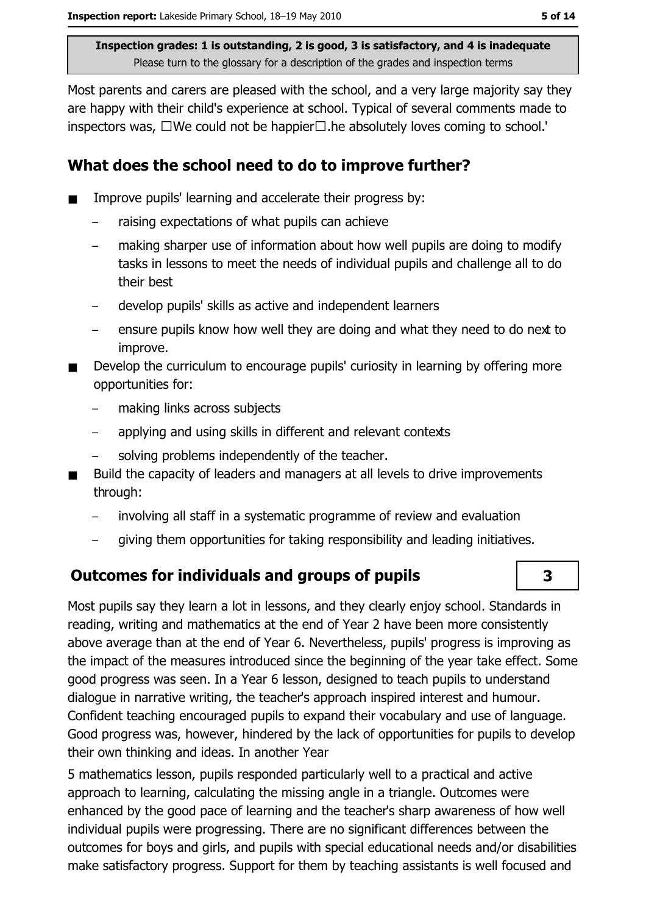Inspection grades: 1 is outstanding, 2 is good, 3 is satisfactory, and 4 is inadequate
Please turn to the glossary for a description of the grades and inspection terms

Most parents and carers are pleased with the school, and a very large majority say they are happy with their child's experience at school. Typical of several comments made to inspectors was, 'We could not be happier....he absolutely loves coming to school.'

## What does the school need to do to improve further?

- Improve pupils' learning and accelerate their progress by:
  - raising expectations of what pupils can achieve
  - making sharper use of information about how well pupils are doing to modify tasks in lessons to meet the needs of individual pupils and challenge all to do their best
  - develop pupils' skills as active and independent learners
  - ensure pupils know how well they are doing and what they need to do next to improve.
- Develop the curriculum to encourage pupils' curiosity in learning by offering more opportunities for:
  - making links across subjects
  - applying and using skills in different and relevant contexts
  - solving problems independently of the teacher.
- Build the capacity of leaders and managers at all levels to drive improvements through:
  - involving all staff in a systematic programme of review and evaluation
  - giving them opportunities for taking responsibility and leading initiatives.

## Outcomes for individuals and groups of pupils — 3

Most pupils say they learn a lot in lessons, and they clearly enjoy school. Standards in reading, writing and mathematics at the end of Year 2 have been more consistently above average than at the end of Year 6. Nevertheless, pupils' progress is improving as the impact of the measures introduced since the beginning of the year take effect. Some good progress was seen. In a Year 6 lesson, designed to teach pupils to understand dialogue in narrative writing, the teacher's approach inspired interest and humour. Confident teaching encouraged pupils to expand their vocabulary and use of language. Good progress was, however, hindered by the lack of opportunities for pupils to develop their own thinking and ideas. In another Year 5 mathematics lesson, pupils responded particularly well to a practical and active approach to learning, calculating the missing angle in a triangle. Outcomes were enhanced by the good pace of learning and the teacher's sharp awareness of how well individual pupils were progressing. There are no significant differences between the outcomes for boys and girls, and pupils with special educational needs and/or disabilities make satisfactory progress. Support for them by teaching assistants is well focused and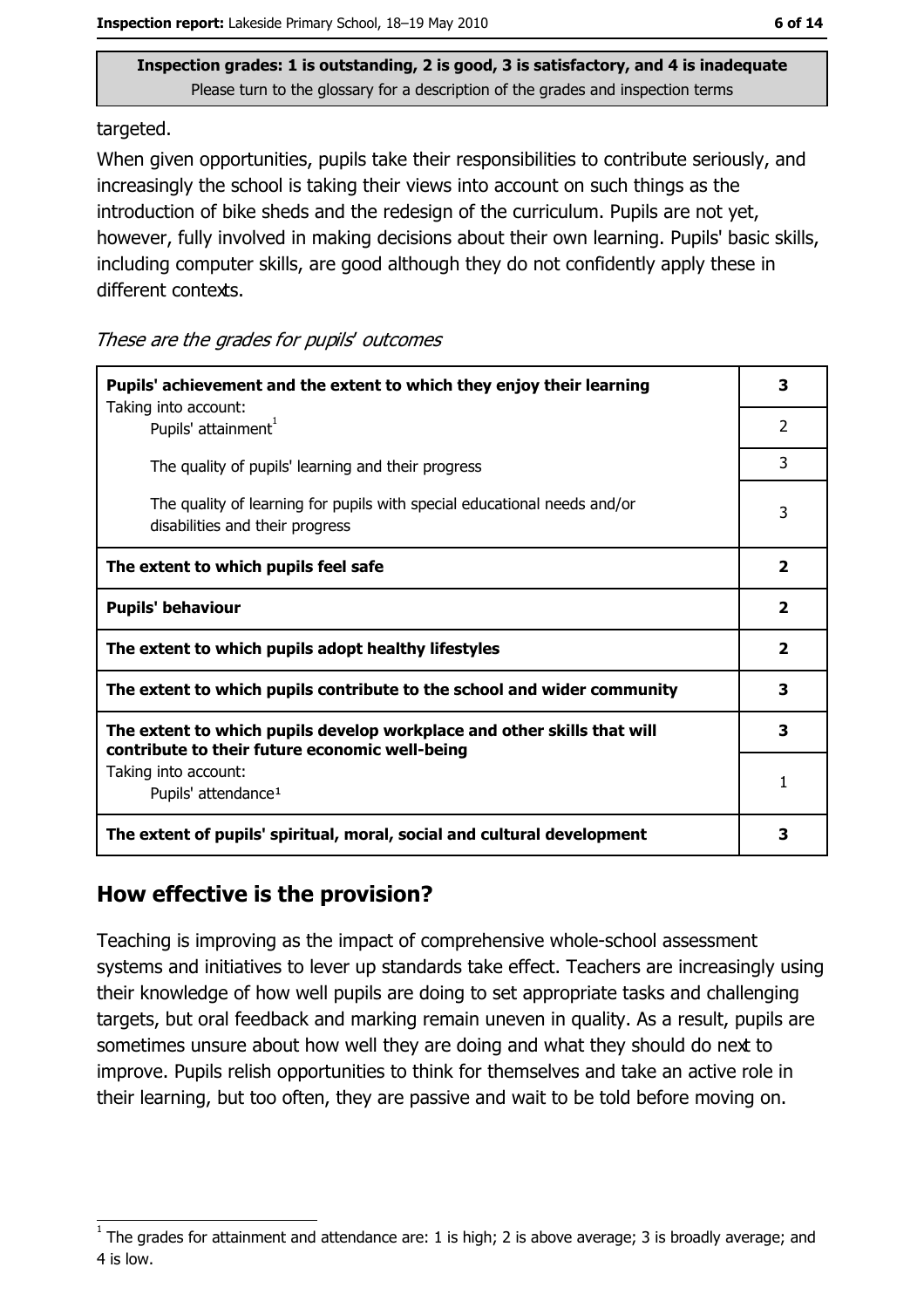targeted.

When given opportunities, pupils take their responsibilities to contribute seriously, and increasingly the school is taking their views into account on such things as the introduction of bike sheds and the redesign of the curriculum. Pupils are not yet, however, fully involved in making decisions about their own learning. Pupils' basic skills, including computer skills, are good although they do not confidently apply these in different contexts.

*These are the grades for pupils' outcomes*

| | |
|---|---|
| **Pupils' achievement and the extent to which they enjoy their learning** | **3** |
| Taking into account: Pupils' attainment[1] | 2 |
| The quality of pupils' learning and their progress | 3 |
| The quality of learning for pupils with special educational needs and/or disabilities and their progress | 3 |
| **The extent to which pupils feel safe** | **2** |
| **Pupils' behaviour** | **2** |
| **The extent to which pupils adopt healthy lifestyles** | **2** |
| **The extent to which pupils contribute to the school and wider community** | **3** |
| **The extent to which pupils develop workplace and other skills that will contribute to their future economic well-being** | **3** |
| Taking into account: Pupils' attendance[1] | 1 |
| **The extent of pupils' spiritual, moral, social and cultural development** | **3** |

## How effective is the provision?

Teaching is improving as the impact of comprehensive whole-school assessment systems and initiatives to lever up standards take effect. Teachers are increasingly using their knowledge of how well pupils are doing to set appropriate tasks and challenging targets, but oral feedback and marking remain uneven in quality. As a result, pupils are sometimes unsure about how well they are doing and what they should do next to improve. Pupils relish opportunities to think for themselves and take an active role in their learning, but too often, they are passive and wait to be told before moving on.

[1] The grades for attainment and attendance are: 1 is high; 2 is above average; 3 is broadly average; and 4 is low.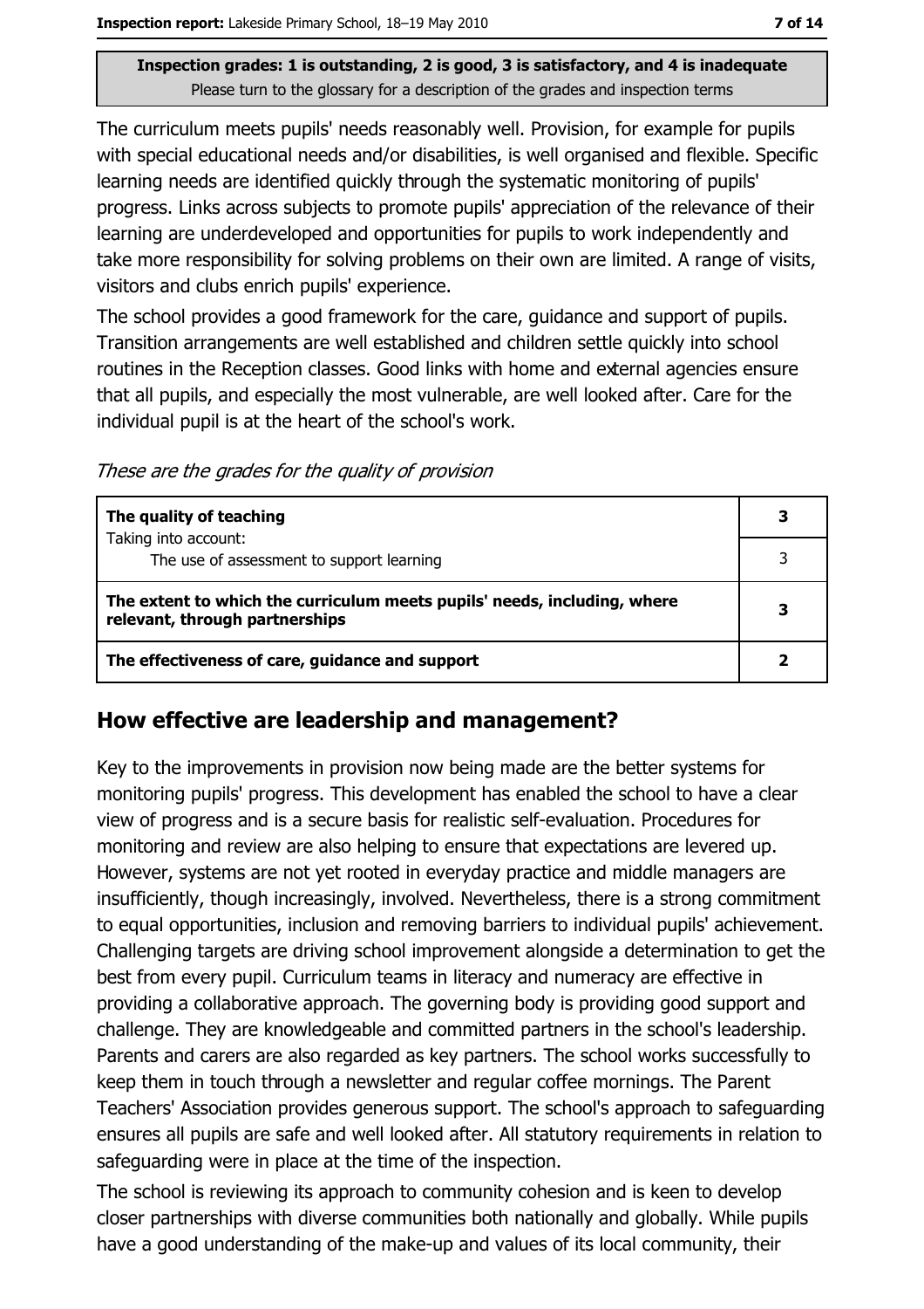**Inspection grades: 1 is outstanding, 2 is good, 3 is satisfactory, and 4 is inadequate**
Please turn to the glossary for a description of the grades and inspection terms

The curriculum meets pupils' needs reasonably well. Provision, for example for pupils with special educational needs and/or disabilities, is well organised and flexible. Specific learning needs are identified quickly through the systematic monitoring of pupils' progress. Links across subjects to promote pupils' appreciation of the relevance of their learning are underdeveloped and opportunities for pupils to work independently and take more responsibility for solving problems on their own are limited. A range of visits, visitors and clubs enrich pupils' experience.

The school provides a good framework for the care, guidance and support of pupils. Transition arrangements are well established and children settle quickly into school routines in the Reception classes. Good links with home and external agencies ensure that all pupils, and especially the most vulnerable, are well looked after. Care for the individual pupil is at the heart of the school's work.

*These are the grades for the quality of provision*

| | |
|---|---|
| **The quality of teaching** | **3** |
| Taking into account: The use of assessment to support learning | 3 |
| **The extent to which the curriculum meets pupils' needs, including, where relevant, through partnerships** | **3** |
| **The effectiveness of care, guidance and support** | **2** |

## How effective are leadership and management?

Key to the improvements in provision now being made are the better systems for monitoring pupils' progress. This development has enabled the school to have a clear view of progress and is a secure basis for realistic self-evaluation. Procedures for monitoring and review are also helping to ensure that expectations are levered up. However, systems are not yet rooted in everyday practice and middle managers are insufficiently, though increasingly, involved. Nevertheless, there is a strong commitment to equal opportunities, inclusion and removing barriers to individual pupils' achievement. Challenging targets are driving school improvement alongside a determination to get the best from every pupil. Curriculum teams in literacy and numeracy are effective in providing a collaborative approach. The governing body is providing good support and challenge. They are knowledgeable and committed partners in the school's leadership. Parents and carers are also regarded as key partners. The school works successfully to keep them in touch through a newsletter and regular coffee mornings. The Parent Teachers' Association provides generous support. The school's approach to safeguarding ensures all pupils are safe and well looked after. All statutory requirements in relation to safeguarding were in place at the time of the inspection.

The school is reviewing its approach to community cohesion and is keen to develop closer partnerships with diverse communities both nationally and globally. While pupils have a good understanding of the make-up and values of its local community, their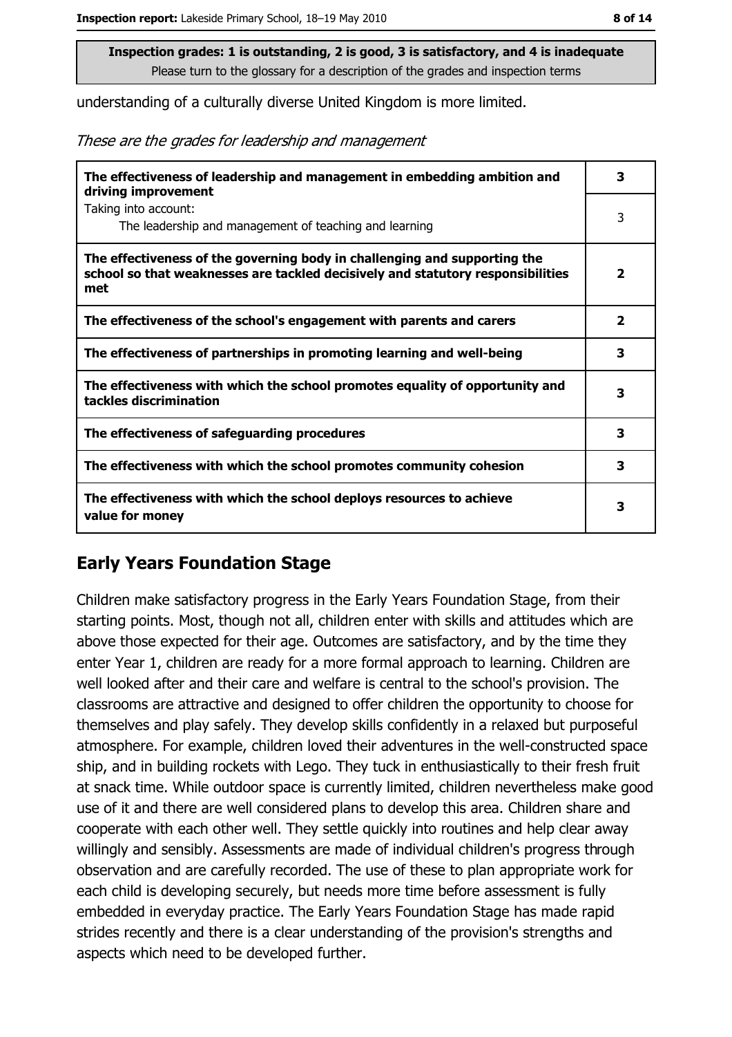Inspection grades: 1 is outstanding, 2 is good, 3 is satisfactory, and 4 is inadequate
Please turn to the glossary for a description of the grades and inspection terms

understanding of a culturally diverse United Kingdom is more limited.

*These are the grades for leadership and management*

| | |
|---|---|
| **The effectiveness of leadership and management in embedding ambition and driving improvement** | **3** |
| Taking into account: The leadership and management of teaching and learning | 3 |
| **The effectiveness of the governing body in challenging and supporting the school so that weaknesses are tackled decisively and statutory responsibilities met** | **2** |
| **The effectiveness of the school's engagement with parents and carers** | **2** |
| **The effectiveness of partnerships in promoting learning and well-being** | **3** |
| **The effectiveness with which the school promotes equality of opportunity and tackles discrimination** | **3** |
| **The effectiveness of safeguarding procedures** | **3** |
| **The effectiveness with which the school promotes community cohesion** | **3** |
| **The effectiveness with which the school deploys resources to achieve value for money** | **3** |

## Early Years Foundation Stage

Children make satisfactory progress in the Early Years Foundation Stage, from their starting points. Most, though not all, children enter with skills and attitudes which are above those expected for their age. Outcomes are satisfactory, and by the time they enter Year 1, children are ready for a more formal approach to learning. Children are well looked after and their care and welfare is central to the school's provision. The classrooms are attractive and designed to offer children the opportunity to choose for themselves and play safely. They develop skills confidently in a relaxed but purposeful atmosphere. For example, children loved their adventures in the well-constructed space ship, and in building rockets with Lego. They tuck in enthusiastically to their fresh fruit at snack time. While outdoor space is currently limited, children nevertheless make good use of it and there are well considered plans to develop this area. Children share and cooperate with each other well. They settle quickly into routines and help clear away willingly and sensibly. Assessments are made of individual children's progress through observation and are carefully recorded. The use of these to plan appropriate work for each child is developing securely, but needs more time before assessment is fully embedded in everyday practice. The Early Years Foundation Stage has made rapid strides recently and there is a clear understanding of the provision's strengths and aspects which need to be developed further.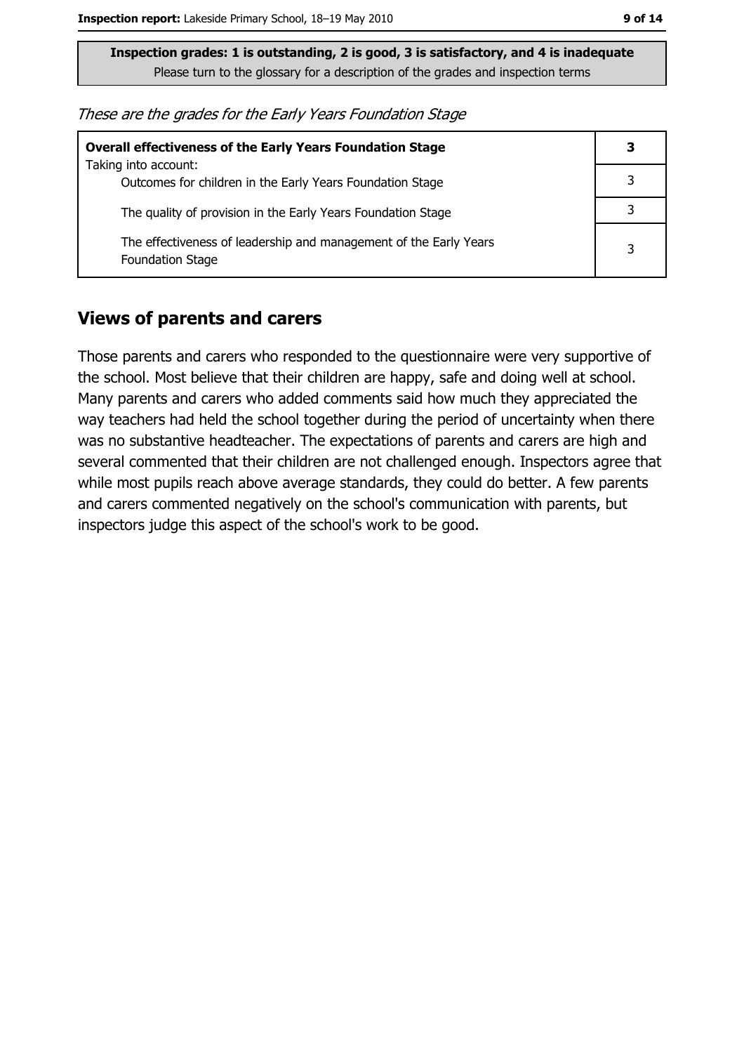**Inspection grades: 1 is outstanding, 2 is good, 3 is satisfactory, and 4 is inadequate**
Please turn to the glossary for a description of the grades and inspection terms

*These are the grades for the Early Years Foundation Stage*

| | |
|---|---|
| **Overall effectiveness of the Early Years Foundation Stage**<br>Taking into account: | **3** |
| Outcomes for children in the Early Years Foundation Stage | 3 |
| The quality of provision in the Early Years Foundation Stage | 3 |
| The effectiveness of leadership and management of the Early Years Foundation Stage | 3 |

## Views of parents and carers

Those parents and carers who responded to the questionnaire were very supportive of the school. Most believe that their children are happy, safe and doing well at school. Many parents and carers who added comments said how much they appreciated the way teachers had held the school together during the period of uncertainty when there was no substantive headteacher. The expectations of parents and carers are high and several commented that their children are not challenged enough. Inspectors agree that while most pupils reach above average standards, they could do better. A few parents and carers commented negatively on the school's communication with parents, but inspectors judge this aspect of the school's work to be good.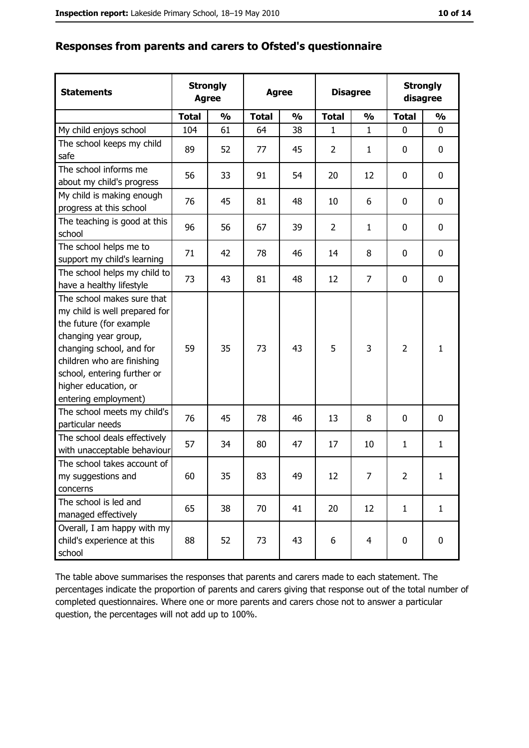## Responses from parents and carers to Ofsted's questionnaire

| Statements | Strongly Agree | | Agree | | Disagree | | Strongly disagree | |
|---|---|---|---|---|---|---|---|---|
| | Total | % | Total | % | Total | % | Total | % |
| My child enjoys school | 104 | 61 | 64 | 38 | 1 | 1 | 0 | 0 |
| The school keeps my child safe | 89 | 52 | 77 | 45 | 2 | 1 | 0 | 0 |
| The school informs me about my child's progress | 56 | 33 | 91 | 54 | 20 | 12 | 0 | 0 |
| My child is making enough progress at this school | 76 | 45 | 81 | 48 | 10 | 6 | 0 | 0 |
| The teaching is good at this school | 96 | 56 | 67 | 39 | 2 | 1 | 0 | 0 |
| The school helps me to support my child's learning | 71 | 42 | 78 | 46 | 14 | 8 | 0 | 0 |
| The school helps my child to have a healthy lifestyle | 73 | 43 | 81 | 48 | 12 | 7 | 0 | 0 |
| The school makes sure that my child is well prepared for the future (for example changing year group, changing school, and for children who are finishing school, entering further or higher education, or entering employment) | 59 | 35 | 73 | 43 | 5 | 3 | 2 | 1 |
| The school meets my child's particular needs | 76 | 45 | 78 | 46 | 13 | 8 | 0 | 0 |
| The school deals effectively with unacceptable behaviour | 57 | 34 | 80 | 47 | 17 | 10 | 1 | 1 |
| The school takes account of my suggestions and concerns | 60 | 35 | 83 | 49 | 12 | 7 | 2 | 1 |
| The school is led and managed effectively | 65 | 38 | 70 | 41 | 20 | 12 | 1 | 1 |
| Overall, I am happy with my child's experience at this school | 88 | 52 | 73 | 43 | 6 | 4 | 0 | 0 |

The table above summarises the responses that parents and carers made to each statement. The percentages indicate the proportion of parents and carers giving that response out of the total number of completed questionnaires. Where one or more parents and carers chose not to answer a particular question, the percentages will not add up to 100%.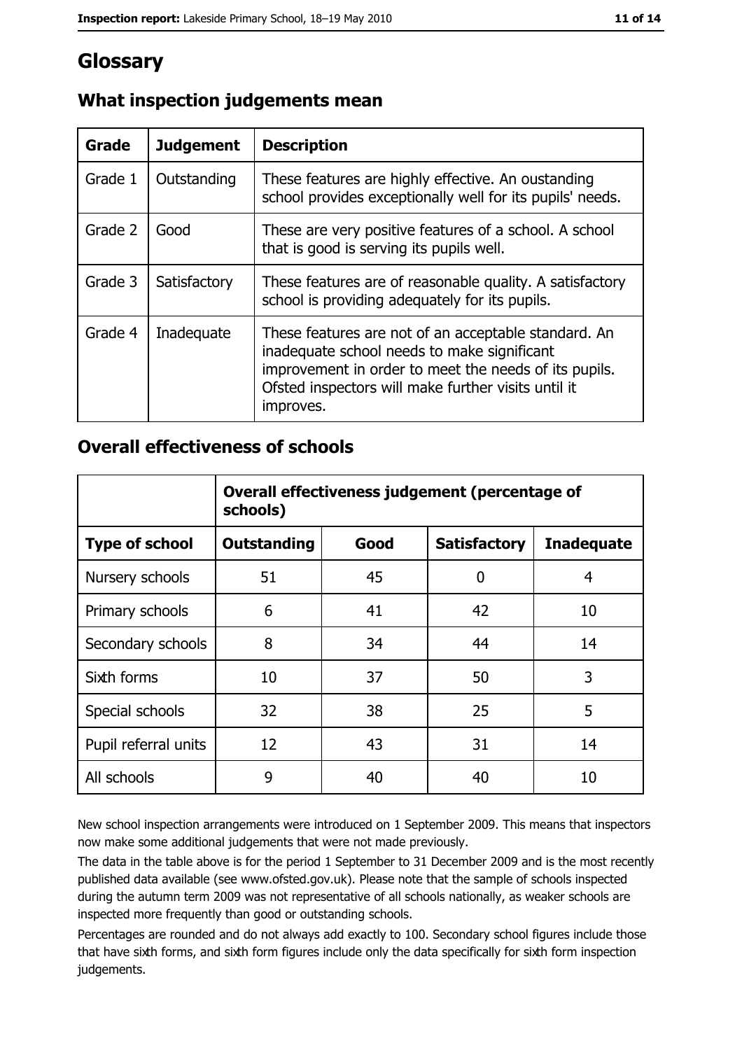# Glossary

## What inspection judgements mean

| Grade | Judgement | Description |
| --- | --- | --- |
| Grade 1 | Outstanding | These features are highly effective. An oustanding school provides exceptionally well for its pupils' needs. |
| Grade 2 | Good | These are very positive features of a school. A school that is good is serving its pupils well. |
| Grade 3 | Satisfactory | These features are of reasonable quality. A satisfactory school is providing adequately for its pupils. |
| Grade 4 | Inadequate | These features are not of an acceptable standard. An inadequate school needs to make significant improvement in order to meet the needs of its pupils. Ofsted inspectors will make further visits until it improves. |

## Overall effectiveness of schools

| | Overall effectiveness judgement (percentage of schools) | | | |
| --- | --- | --- | --- | --- |
| **Type of school** | **Outstanding** | **Good** | **Satisfactory** | **Inadequate** |
| Nursery schools | 51 | 45 | 0 | 4 |
| Primary schools | 6 | 41 | 42 | 10 |
| Secondary schools | 8 | 34 | 44 | 14 |
| Sixth forms | 10 | 37 | 50 | 3 |
| Special schools | 32 | 38 | 25 | 5 |
| Pupil referral units | 12 | 43 | 31 | 14 |
| All schools | 9 | 40 | 40 | 10 |

New school inspection arrangements were introduced on 1 September 2009. This means that inspectors now make some additional judgements that were not made previously.

The data in the table above is for the period 1 September to 31 December 2009 and is the most recently published data available (see www.ofsted.gov.uk). Please note that the sample of schools inspected during the autumn term 2009 was not representative of all schools nationally, as weaker schools are inspected more frequently than good or outstanding schools.

Percentages are rounded and do not always add exactly to 100. Secondary school figures include those that have sixth forms, and sixth form figures include only the data specifically for sixth form inspection judgements.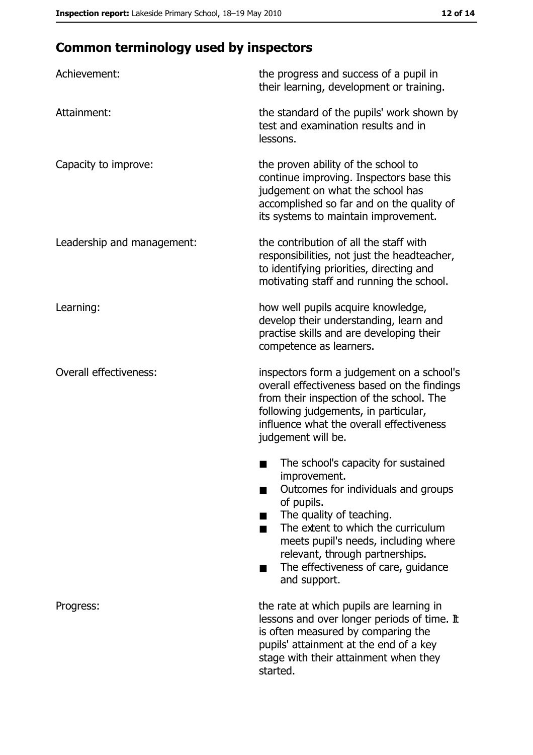## Common terminology used by inspectors

| | |
|---|---|
| Achievement: | the progress and success of a pupil in their learning, development or training. |
| Attainment: | the standard of the pupils' work shown by test and examination results and in lessons. |
| Capacity to improve: | the proven ability of the school to continue improving. Inspectors base this judgement on what the school has accomplished so far and on the quality of its systems to maintain improvement. |
| Leadership and management: | the contribution of all the staff with responsibilities, not just the headteacher, to identifying priorities, directing and motivating staff and running the school. |
| Learning: | how well pupils acquire knowledge, develop their understanding, learn and practise skills and are developing their competence as learners. |
| Overall effectiveness: | inspectors form a judgement on a school's overall effectiveness based on the findings from their inspection of the school. The following judgements, in particular, influence what the overall effectiveness judgement will be.<br>■ The school's capacity for sustained improvement.<br>■ Outcomes for individuals and groups of pupils.<br>■ The quality of teaching.<br>■ The extent to which the curriculum meets pupil's needs, including where relevant, through partnerships.<br>■ The effectiveness of care, guidance and support. |
| Progress: | the rate at which pupils are learning in lessons and over longer periods of time. It is often measured by comparing the pupils' attainment at the end of a key stage with their attainment when they started. |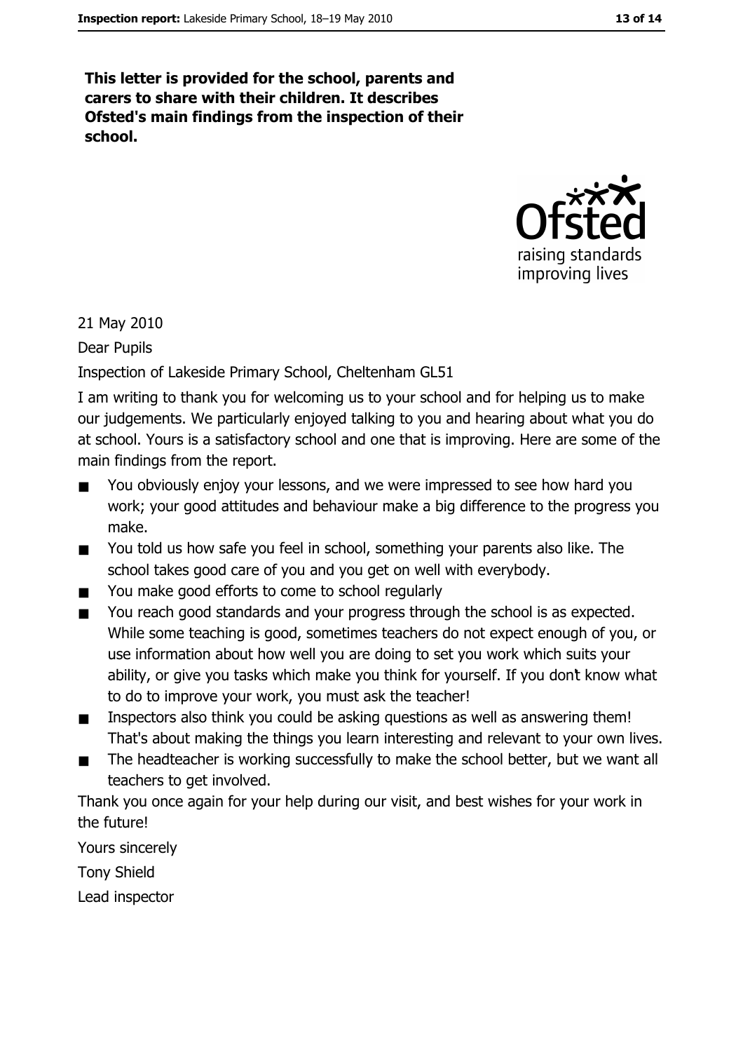**This letter is provided for the school, parents and carers to share with their children. It describes Ofsted's main findings from the inspection of their school.**

21 May 2010

Dear Pupils

Inspection of Lakeside Primary School, Cheltenham GL51

I am writing to thank you for welcoming us to your school and for helping us to make our judgements. We particularly enjoyed talking to you and hearing about what you do at school. Yours is a satisfactory school and one that is improving. Here are some of the main findings from the report.

- You obviously enjoy your lessons, and we were impressed to see how hard you work; your good attitudes and behaviour make a big difference to the progress you make.
- You told us how safe you feel in school, something your parents also like. The school takes good care of you and you get on well with everybody.
- You make good efforts to come to school regularly
- You reach good standards and your progress through the school is as expected. While some teaching is good, sometimes teachers do not expect enough of you, or use information about how well you are doing to set you work which suits your ability, or give you tasks which make you think for yourself. If you don't know what to do to improve your work, you must ask the teacher!
- Inspectors also think you could be asking questions as well as answering them! That's about making the things you learn interesting and relevant to your own lives.
- The headteacher is working successfully to make the school better, but we want all teachers to get involved.

Thank you once again for your help during our visit, and best wishes for your work in the future!

Yours sincerely

Tony Shield

Lead inspector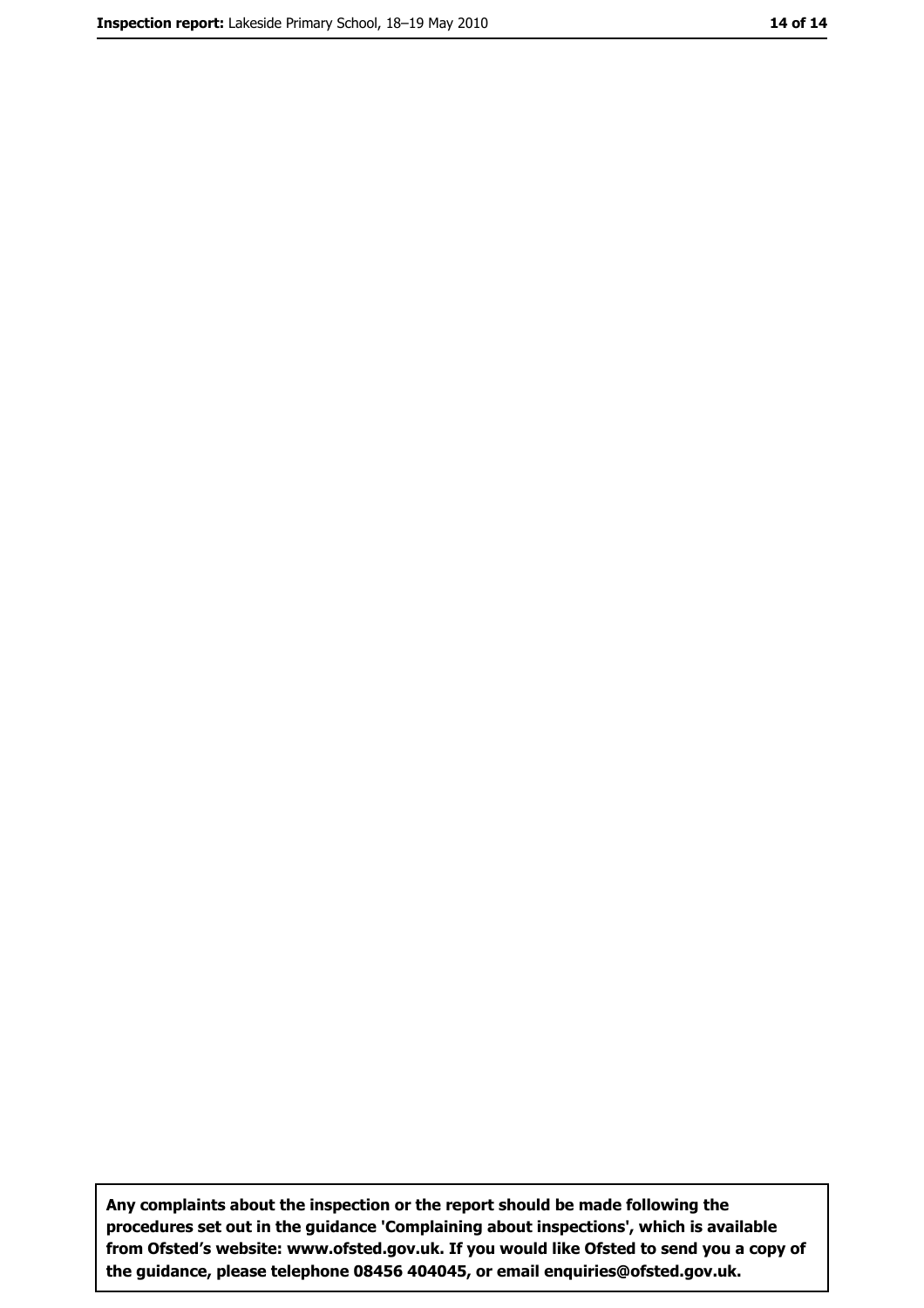**Any complaints about the inspection or the report should be made following the procedures set out in the guidance 'Complaining about inspections', which is available from Ofsted's website: www.ofsted.gov.uk. If you would like Ofsted to send you a copy of the guidance, please telephone 08456 404045, or email enquiries@ofsted.gov.uk.**